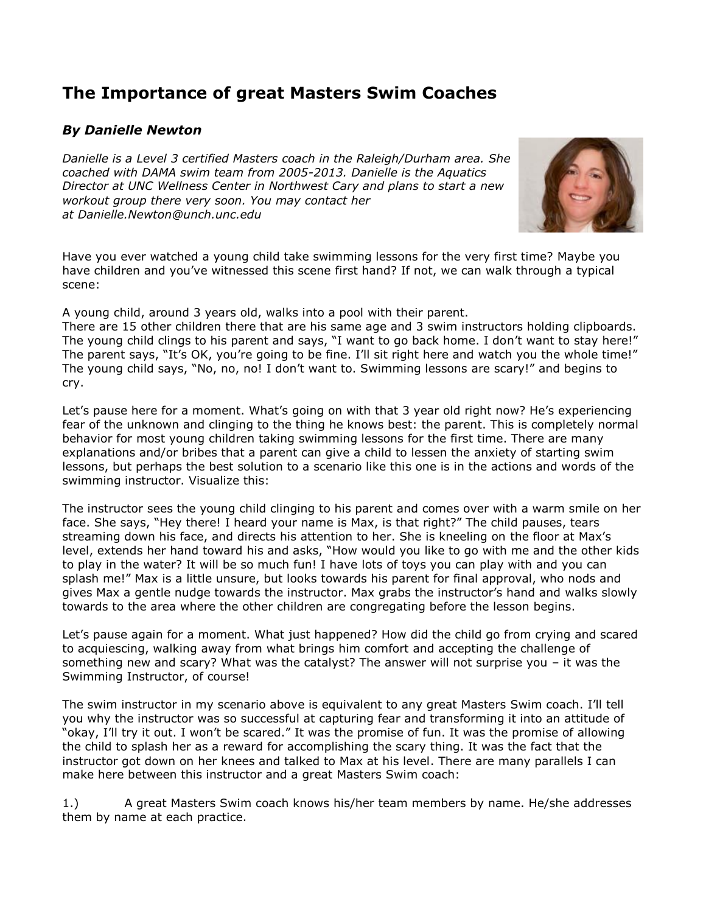# The Importance of great Masters Swim Coaches

### *By Danielle Newton*

*Danielle is a Level 3 certified Masters coach in the Raleigh/Durham area. She coached with DAMA swim team from 2005-2013. Danielle is the Aquatics Director at UNC Wellness Center in Northwest Cary and plans to start a new workout group there very soon. You may contact her at Danielle.Newton@unch.unc.edu*

Have you ever watched a young child take swimming lessons for the very first time? Maybe you have children and you've witnessed this scene first hand? If not, we can walk through a typical scene:

A young child, around 3 years old, walks into a pool with their parent.
There are 15 other children there that are his same age and 3 swim instructors holding clipboards. The young child clings to his parent and says, "I want to go back home. I don't want to stay here!" The parent says, "It's OK, you're going to be fine. I'll sit right here and watch you the whole time!" The young child says, "No, no, no! I don't want to. Swimming lessons are scary!" and begins to cry.

Let's pause here for a moment. What's going on with that 3 year old right now? He's experiencing fear of the unknown and clinging to the thing he knows best: the parent. This is completely normal behavior for most young children taking swimming lessons for the first time. There are many explanations and/or bribes that a parent can give a child to lessen the anxiety of starting swim lessons, but perhaps the best solution to a scenario like this one is in the actions and words of the swimming instructor. Visualize this:

The instructor sees the young child clinging to his parent and comes over with a warm smile on her face. She says, "Hey there! I heard your name is Max, is that right?" The child pauses, tears streaming down his face, and directs his attention to her. She is kneeling on the floor at Max's level, extends her hand toward his and asks, "How would you like to go with me and the other kids to play in the water? It will be so much fun! I have lots of toys you can play with and you can splash me!" Max is a little unsure, but looks towards his parent for final approval, who nods and gives Max a gentle nudge towards the instructor. Max grabs the instructor's hand and walks slowly towards to the area where the other children are congregating before the lesson begins.

Let's pause again for a moment. What just happened? How did the child go from crying and scared to acquiescing, walking away from what brings him comfort and accepting the challenge of something new and scary? What was the catalyst? The answer will not surprise you – it was the Swimming Instructor, of course!

The swim instructor in my scenario above is equivalent to any great Masters Swim coach. I'll tell you why the instructor was so successful at capturing fear and transforming it into an attitude of "okay, I'll try it out. I won't be scared." It was the promise of fun. It was the promise of allowing the child to splash her as a reward for accomplishing the scary thing. It was the fact that the instructor got down on her knees and talked to Max at his level. There are many parallels I can make here between this instructor and a great Masters Swim coach:

1.) A great Masters Swim coach knows his/her team members by name. He/she addresses them by name at each practice.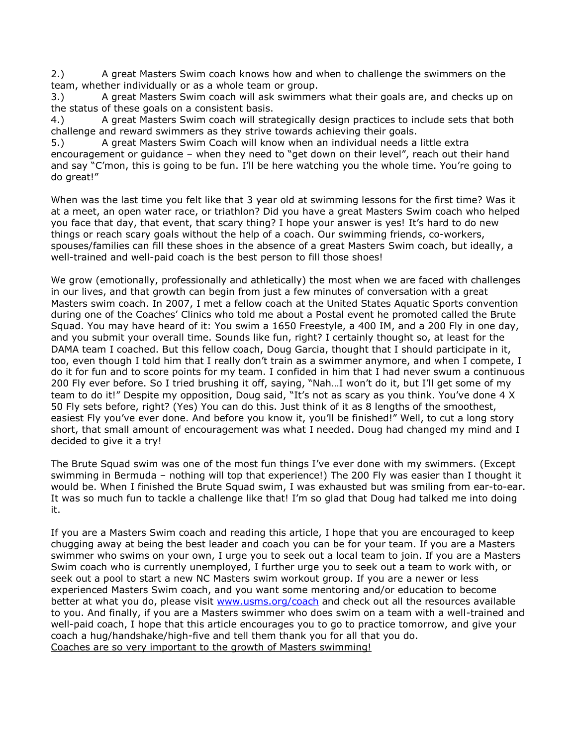2.) A great Masters Swim coach knows how and when to challenge the swimmers on the team, whether individually or as a whole team or group.

3.) A great Masters Swim coach will ask swimmers what their goals are, and checks up on the status of these goals on a consistent basis.

4.) A great Masters Swim coach will strategically design practices to include sets that both challenge and reward swimmers as they strive towards achieving their goals.

5.) A great Masters Swim Coach will know when an individual needs a little extra encouragement or guidance – when they need to "get down on their level", reach out their hand and say "C'mon, this is going to be fun. I'll be here watching you the whole time. You're going to do great!"

When was the last time you felt like that 3 year old at swimming lessons for the first time? Was it at a meet, an open water race, or triathlon? Did you have a great Masters Swim coach who helped you face that day, that event, that scary thing? I hope your answer is yes! It's hard to do new things or reach scary goals without the help of a coach. Our swimming friends, co-workers, spouses/families can fill these shoes in the absence of a great Masters Swim coach, but ideally, a well-trained and well-paid coach is the best person to fill those shoes!

We grow (emotionally, professionally and athletically) the most when we are faced with challenges in our lives, and that growth can begin from just a few minutes of conversation with a great Masters swim coach. In 2007, I met a fellow coach at the United States Aquatic Sports convention during one of the Coaches' Clinics who told me about a Postal event he promoted called the Brute Squad. You may have heard of it: You swim a 1650 Freestyle, a 400 IM, and a 200 Fly in one day, and you submit your overall time. Sounds like fun, right? I certainly thought so, at least for the DAMA team I coached. But this fellow coach, Doug Garcia, thought that I should participate in it, too, even though I told him that I really don't train as a swimmer anymore, and when I compete, I do it for fun and to score points for my team. I confided in him that I had never swum a continuous 200 Fly ever before. So I tried brushing it off, saying, "Nah…I won't do it, but I'll get some of my team to do it!" Despite my opposition, Doug said, "It's not as scary as you think. You've done 4 X 50 Fly sets before, right? (Yes) You can do this. Just think of it as 8 lengths of the smoothest, easiest Fly you've ever done. And before you know it, you'll be finished!" Well, to cut a long story short, that small amount of encouragement was what I needed. Doug had changed my mind and I decided to give it a try!

The Brute Squad swim was one of the most fun things I've ever done with my swimmers. (Except swimming in Bermuda – nothing will top that experience!) The 200 Fly was easier than I thought it would be. When I finished the Brute Squad swim, I was exhausted but was smiling from ear-to-ear. It was so much fun to tackle a challenge like that! I'm so glad that Doug had talked me into doing it.

If you are a Masters Swim coach and reading this article, I hope that you are encouraged to keep chugging away at being the best leader and coach you can be for your team. If you are a Masters swimmer who swims on your own, I urge you to seek out a local team to join. If you are a Masters Swim coach who is currently unemployed, I further urge you to seek out a team to work with, or seek out a pool to start a new NC Masters swim workout group. If you are a newer or less experienced Masters Swim coach, and you want some mentoring and/or education to become better at what you do, please visit [www.usms.org/coach](http://www.usms.org/coach) and check out all the resources available to you. And finally, if you are a Masters swimmer who does swim on a team with a well-trained and well-paid coach, I hope that this article encourages you to go to practice tomorrow, and give your coach a hug/handshake/high-five and tell them thank you for all that you do.

<u>Coaches are so very important to the growth of Masters swimming!</u>